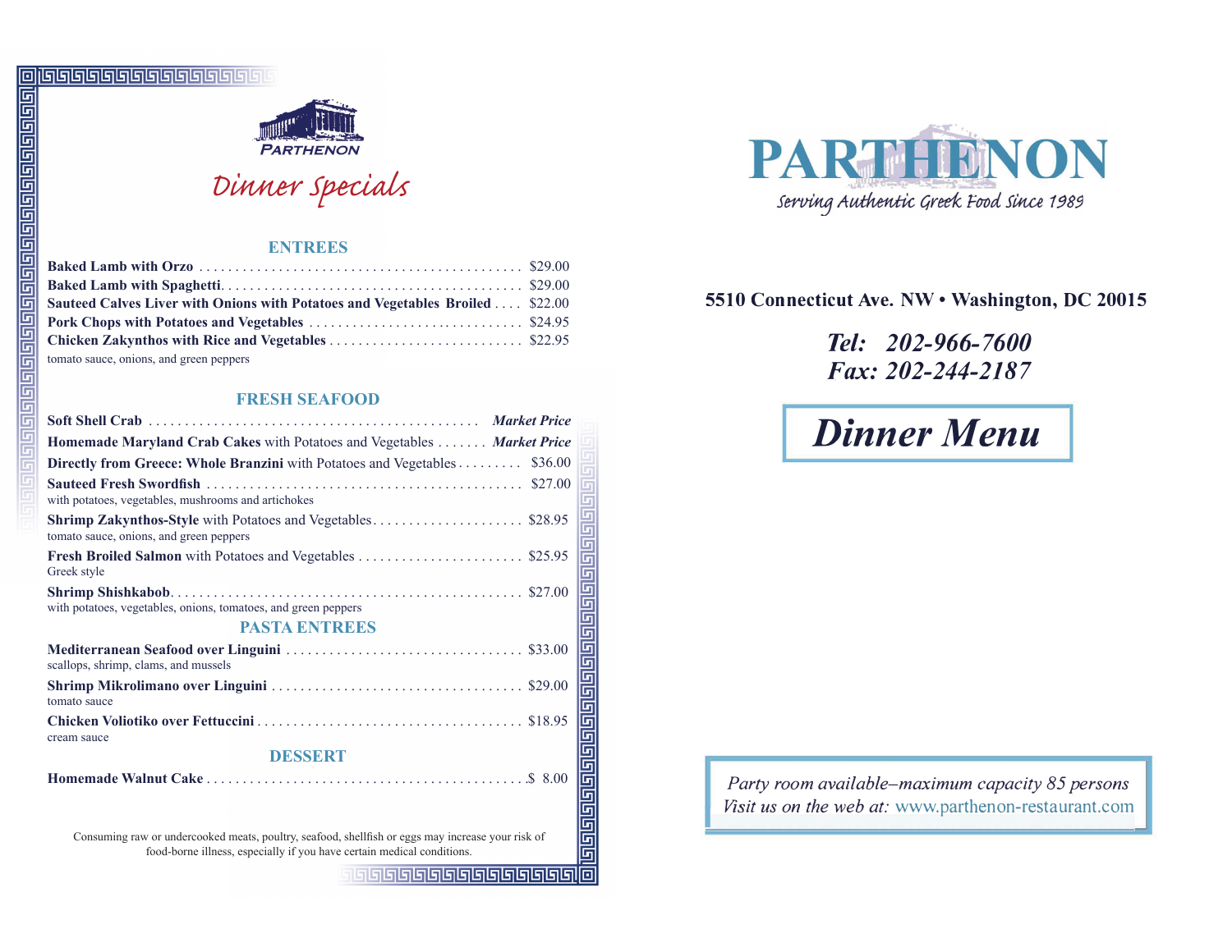PARTHENON

# Dinner Specials

## ENTREES

**Baked Lamb with Orzo** .......... $29.00

**Baked Lamb with Spaghetti** .......... $29.00

**Sauteed Calves Liver with Onions with Potatoes and Vegetables Broiled** .... $22.00

**Pork Chops with Potatoes and Vegetables** .......... $24.95

**Chicken Zakynthos with Rice and Vegetables** .......... $22.95
tomato sauce, onions, and green peppers

## FRESH SEAFOOD

**Soft Shell Crab** .......... ***Market Price***

**Homemade Maryland Crab Cakes** with Potatoes and Vegetables .......... ***Market Price***

**Directly from Greece: Whole Branzini** with Potatoes and Vegetables .......... $36.00

**Sauteed Fresh Swordfish** .......... $27.00
with potatoes, vegetables, mushrooms and artichokes

**Shrimp Zakynthos-Style** with Potatoes and Vegetables .......... $28.95
tomato sauce, onions, and green peppers

**Fresh Broiled Salmon** with Potatoes and Vegetables .......... $25.95
Greek style

**Shrimp Shishkabob** .......... $27.00
with potatoes, vegetables, onions, tomatoes, and green peppers

## PASTA ENTREES

**Mediterranean Seafood over Linguini** .......... $33.00
scallops, shrimp, clams, and mussels

**Shrimp Mikrolimano over Linguini** .......... $29.00
tomato sauce

**Chicken Voliotiko over Fettuccini** .......... $18.95
cream sauce

## DESSERT

**Homemade Walnut Cake** .......... $ 8.00

Consuming raw or undercooked meats, poultry, seafood, shellfish or eggs may increase your risk of food-borne illness, especially if you have certain medical conditions.

# PARTHENON

*Serving Authentic Greek Food Since 1989*

**5510 Connecticut Ave. NW • Washington, DC 20015**

***Tel: 202-966-7600***
***Fax: 202-244-2187***

# *Dinner Menu*

*Party room available–maximum capacity 85 persons*
*Visit us on the web at:* www.parthenon-restaurant.com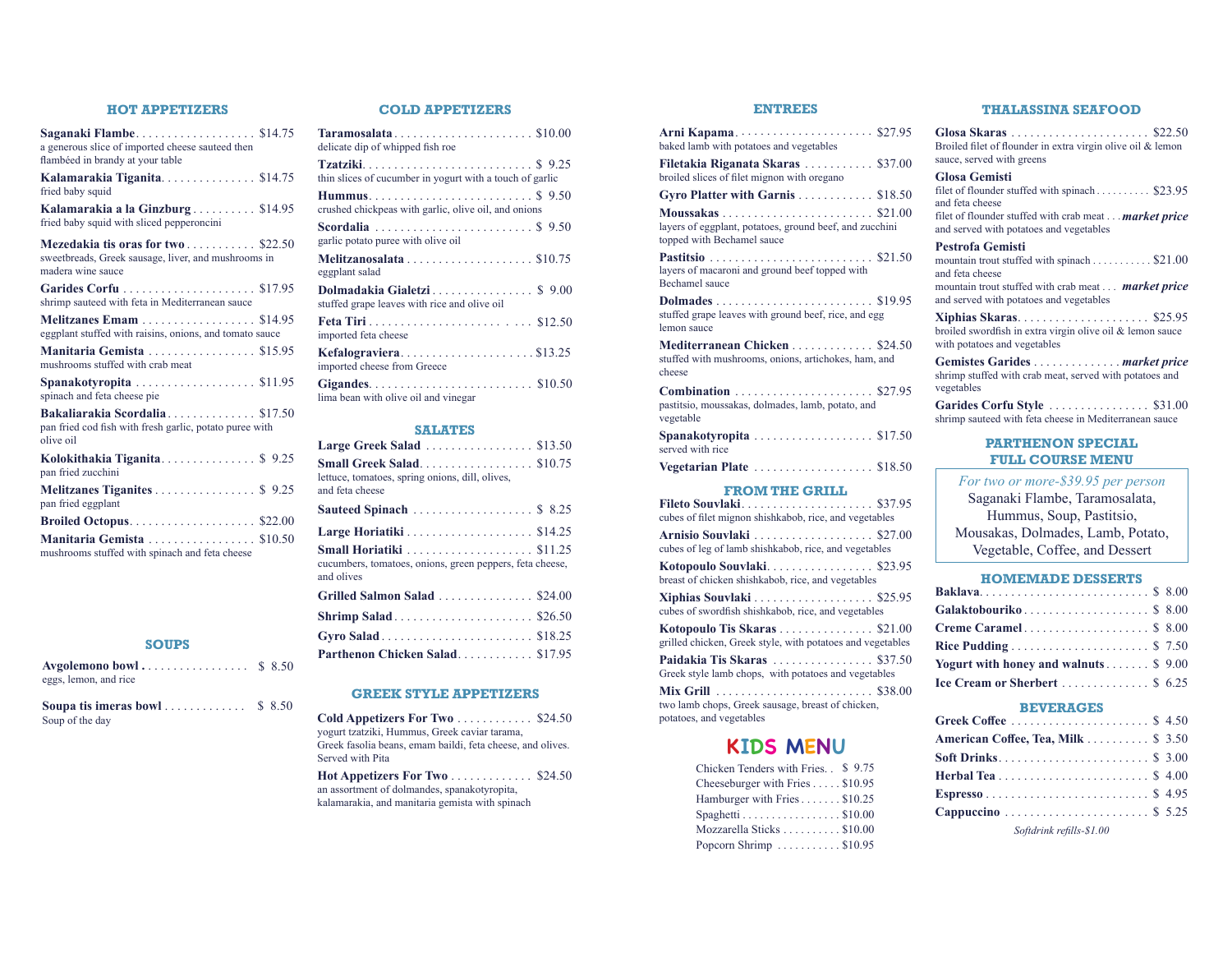## HOT APPETIZERS

**Saganaki Flambe** $14.75
a generous slice of imported cheese sauteed then flambéed in brandy at your table

**Kalamarakia Tiganita** $14.75
fried baby squid

**Kalamarakia a la Ginzburg** $14.95
fried baby squid with sliced pepperoncini

**Mezedakia tis oras for two** $22.50
sweetbreads, Greek sausage, liver, and mushrooms in madera wine sauce

**Garides Corfu** $17.95
shrimp sauteed with feta in Mediterranean sauce

**Melitzanes Emam** $14.95
eggplant stuffed with raisins, onions, and tomato sauce

**Manitaria Gemista** $15.95
mushrooms stuffed with crab meat

**Spanakotyropita** $11.95
spinach and feta cheese pie

**Bakaliarakia Scordalia** $17.50
pan fried cod fish with fresh garlic, potato puree with olive oil

**Kolokithakia Tiganita** $ 9.25
pan fried zucchini

**Melitzanes Tiganites** $ 9.25
pan fried eggplant

**Broiled Octopus** $22.00

**Manitaria Gemista** $10.50
mushrooms stuffed with spinach and feta cheese

## SOUPS

**Avgolemono bowl** $ 8.50
eggs, lemon, and rice

**Soupa tis imeras bowl** $ 8.50
Soup of the day

## COLD APPETIZERS

**Taramosalata** $10.00
delicate dip of whipped fish roe

**Tzatziki** $ 9.25
thin slices of cucumber in yogurt with a touch of garlic

**Hummus** $ 9.50
crushed chickpeas with garlic, olive oil, and onions

**Scordalia** $ 9.50
garlic potato puree with olive oil

**Melitzanosalata** $10.75
eggplant salad

**Dolmadakia Gialetzi** $ 9.00
stuffed grape leaves with rice and olive oil

**Feta Tiri** $12.50
imported feta cheese

**Kefalograviera** $13.25
imported cheese from Greece

**Gigandes** $10.50
lima bean with olive oil and vinegar

## SALATES

**Large Greek Salad** $13.50

**Small Greek Salad** $10.75
lettuce, tomatoes, spring onions, dill, olives, and feta cheese

**Sauteed Spinach** $ 8.25

**Large Horiatiki** $14.25

**Small Horiatiki** $11.25
cucumbers, tomatoes, onions, green peppers, feta cheese, and olives

**Grilled Salmon Salad** $24.00

**Shrimp Salad** $26.50

**Gyro Salad** $18.25

**Parthenon Chicken Salad** $17.95

## GREEK STYLE APPETIZERS

**Cold Appetizers For Two** $24.50
yogurt tzatziki, Hummus, Greek caviar tarama, Greek fasolia beans, emam baildi, feta cheese, and olives. Served with Pita

**Hot Appetizers For Two** $24.50
an assortment of dolmandes, spanakotyropita, kalamarakia, and manitaria gemista with spinach

## ENTREES

**Arni Kapama** $27.95
baked lamb with potatoes and vegetables

**Filetakia Riganata Skaras** $37.00
broiled slices of filet mignon with oregano

**Gyro Platter with Garnis** $18.50

**Moussakas** $21.00
layers of eggplant, potatoes, ground beef, and zucchini topped with Bechamel sauce

**Pastitsio** $21.50
layers of macaroni and ground beef topped with Bechamel sauce

**Dolmades** $19.95
stuffed grape leaves with ground beef, rice, and egg lemon sauce

**Mediterranean Chicken** $24.50
stuffed with mushrooms, onions, artichokes, ham, and cheese

**Combination** $27.95
pastitsio, moussakas, dolmades, lamb, potato, and vegetable

**Spanakotyropita** $17.50
served with rice

**Vegetarian Plate** $18.50

## FROM THE GRILL

**Fileto Souvlaki** $37.95
cubes of filet mignon shishkabob, rice, and vegetables

**Arnisio Souvlaki** $27.00
cubes of leg of lamb shishkabob, rice, and vegetables

**Kotopoulo Souvlaki** $23.95
breast of chicken shishkabob, rice, and vegetables

**Xiphias Souvlaki** $25.95
cubes of swordfish shishkabob, rice, and vegetables

**Kotopoulo Tis Skaras** $21.00
grilled chicken, Greek style, with potatoes and vegetables

**Paidakia Tis Skaras** $37.50
Greek style lamb chops, with potatoes and vegetables

**Mix Grill** $38.00
two lamb chops, Greek sausage, breast of chicken, potatoes, and vegetables

## KIDS MENU

Chicken Tenders with Fries $ 9.75
Cheeseburger with Fries $10.95
Hamburger with Fries $10.25
Spaghetti $10.00
Mozzarella Sticks $10.00
Popcorn Shrimp $10.95

## THALASSINA SEAFOOD

**Glosa Skaras** $22.50
Broiled filet of flounder in extra virgin olive oil & lemon sauce, served with greens

**Glosa Gemisti**
filet of flounder stuffed with spinach and feta cheese $23.95
filet of flounder stuffed with crab meat ***market price***
and served with potatoes and vegetables

**Pestrofa Gemisti**
mountain trout stuffed with spinach and feta cheese $21.00
mountain trout stuffed with crab meat ***market price***
and served with potatoes and vegetables

**Xiphias Skaras** $25.95
broiled swordfish in extra virgin olive oil & lemon sauce with potatoes and vegetables

**Gemistes Garides** ***market price***
shrimp stuffed with crab meat, served with potatoes and vegetables

**Garides Corfu Style** $31.00
shrimp sauteed with feta cheese in Mediterranean sauce

## PARTHENON SPECIAL FULL COURSE MENU

*For two or more-$39.95 per person*
Saganaki Flambe, Taramosalata, Hummus, Soup, Pastitsio, Mousakas, Dolmades, Lamb, Potato, Vegetable, Coffee, and Dessert

## HOMEMADE DESSERTS

**Baklava** $ 8.00
**Galaktobouriko** $ 8.00
**Creme Caramel** $ 8.00
**Rice Pudding** $ 7.50
**Yogurt with honey and walnuts** $ 9.00
**Ice Cream or Sherbert** $ 6.25

## BEVERAGES

**Greek Coffee** $ 4.50
**American Coffee, Tea, Milk** $ 3.50
**Soft Drinks** $ 3.00
**Herbal Tea** $ 4.00
**Espresso** $ 4.95
**Cappuccino** $ 5.25

*Softdrink refills-$1.00*